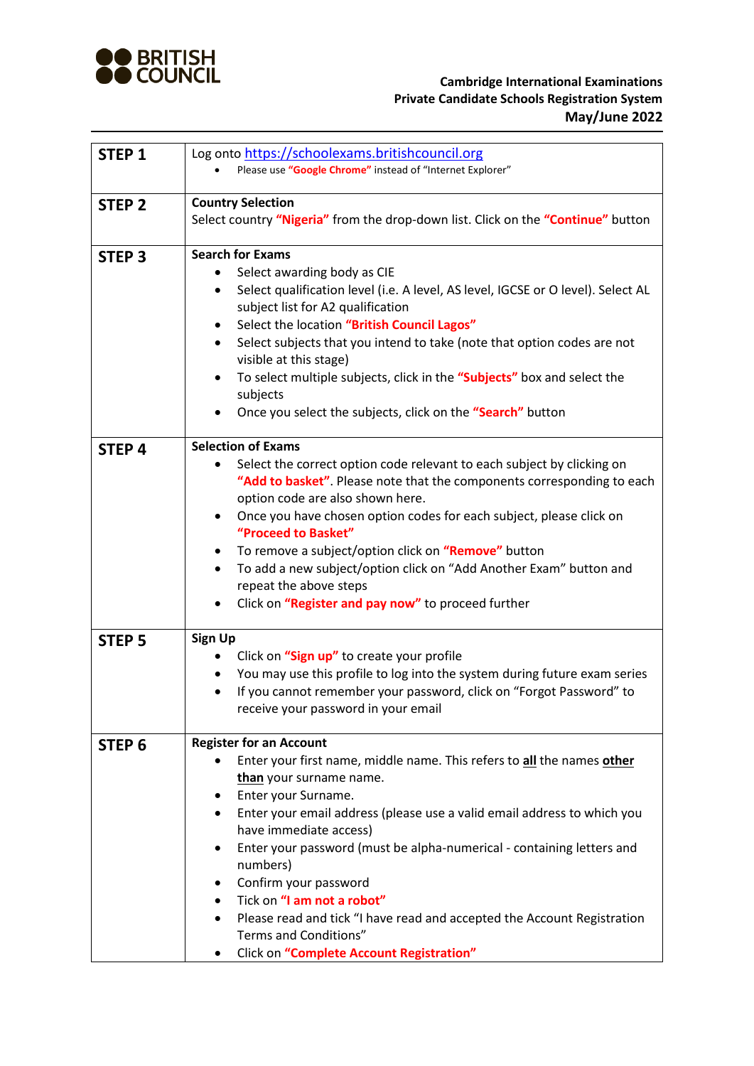BRITISH COUNCIL

**Cambridge International Examinations**
**Private Candidate Schools Registration System**
**May/June 2022**

| | |
|---|---|
| **STEP 1** | Log onto https://schoolexams.britishcouncil.org<br>• Please use **"Google Chrome"** instead of "Internet Explorer" |
| **STEP 2** | **Country Selection**<br>Select country **"Nigeria"** from the drop-down list. Click on the **"Continue"** button |
| **STEP 3** | **Search for Exams**<br>• Select awarding body as CIE<br>• Select qualification level (i.e. A level, AS level, IGCSE or O level). Select AL subject list for A2 qualification<br>• Select the location **"British Council Lagos"**<br>• Select subjects that you intend to take (note that option codes are not visible at this stage)<br>• To select multiple subjects, click in the **"Subjects"** box and select the subjects<br>• Once you select the subjects, click on the **"Search"** button |
| **STEP 4** | **Selection of Exams**<br>• Select the correct option code relevant to each subject by clicking on **"Add to basket"**. Please note that the components corresponding to each option code are also shown here.<br>• Once you have chosen option codes for each subject, please click on **"Proceed to Basket"**<br>• To remove a subject/option click on **"Remove"** button<br>• To add a new subject/option click on "Add Another Exam" button and repeat the above steps<br>• Click on **"Register and pay now"** to proceed further |
| **STEP 5** | **Sign Up**<br>• Click on **"Sign up"** to create your profile<br>• You may use this profile to log into the system during future exam series<br>• If you cannot remember your password, click on "Forgot Password" to receive your password in your email |
| **STEP 6** | **Register for an Account**<br>• Enter your first name, middle name. This refers to **all** the names **other than** your surname name.<br>• Enter your Surname.<br>• Enter your email address (please use a valid email address to which you have immediate access)<br>• Enter your password (must be alpha-numerical - containing letters and numbers)<br>• Confirm your password<br>• Tick on **"I am not a robot"**<br>• Please read and tick "I have read and accepted the Account Registration Terms and Conditions"<br>• Click on **"Complete Account Registration"** |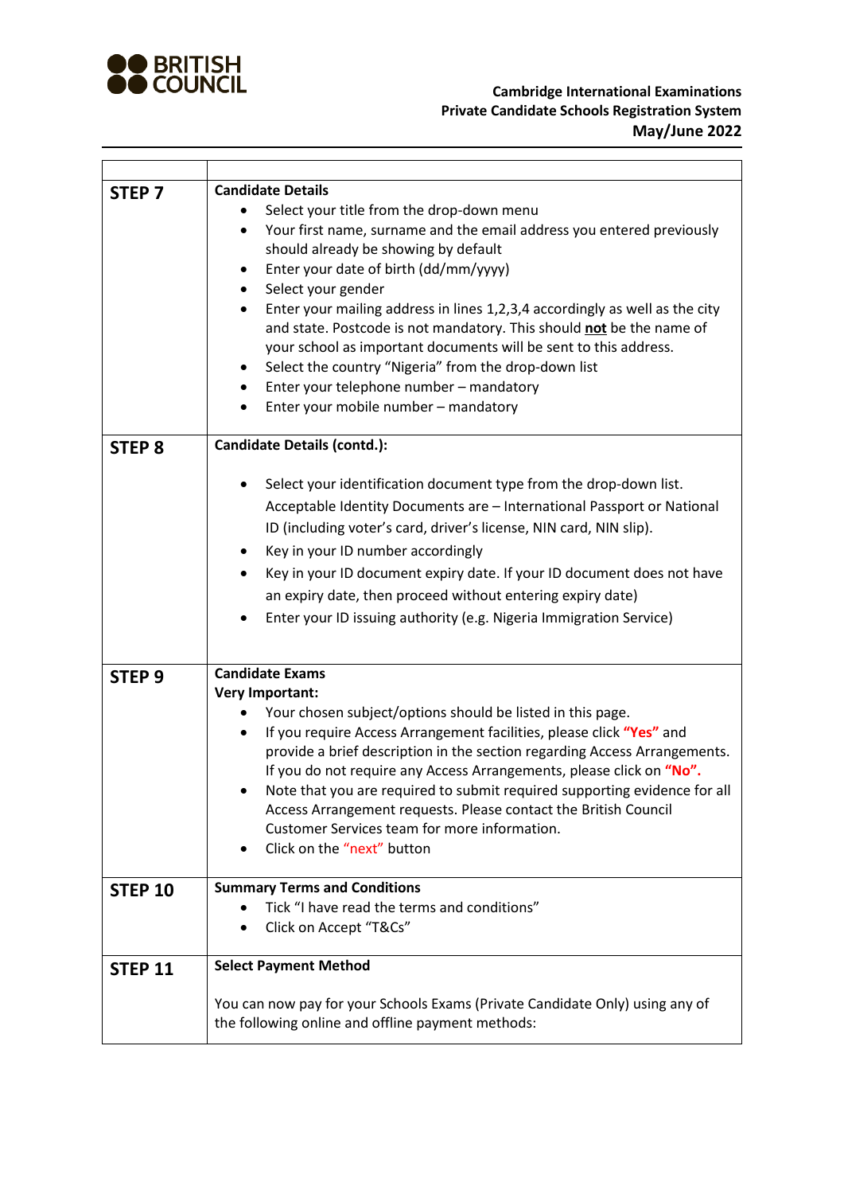| | |
|---|---|
| **STEP 7** | **Candidate Details**<br>• Select your title from the drop-down menu<br>• Your first name, surname and the email address you entered previously should already be showing by default<br>• Enter your date of birth (dd/mm/yyyy)<br>• Select your gender<br>• Enter your mailing address in lines 1,2,3,4 accordingly as well as the city and state. Postcode is not mandatory. This should **not** be the name of your school as important documents will be sent to this address.<br>• Select the country "Nigeria" from the drop-down list<br>• Enter your telephone number – mandatory<br>• Enter your mobile number – mandatory |
| **STEP 8** | **Candidate Details (contd.):**<br>• Select your identification document type from the drop-down list. Acceptable Identity Documents are – International Passport or National ID (including voter's card, driver's license, NIN card, NIN slip).<br>• Key in your ID number accordingly<br>• Key in your ID document expiry date. If your ID document does not have an expiry date, then proceed without entering expiry date)<br>• Enter your ID issuing authority (e.g. Nigeria Immigration Service) |
| **STEP 9** | **Candidate Exams**<br>**Very Important:**<br>• Your chosen subject/options should be listed in this page.<br>• If you require Access Arrangement facilities, please click **"Yes"** and provide a brief description in the section regarding Access Arrangements. If you do not require any Access Arrangements, please click on **"No".**<br>• Note that you are required to submit required supporting evidence for all Access Arrangement requests. Please contact the British Council Customer Services team for more information.<br>• Click on the "next" button |
| **STEP 10** | **Summary Terms and Conditions**<br>• Tick "I have read the terms and conditions"<br>• Click on Accept "T&Cs" |
| **STEP 11** | **Select Payment Method**<br><br>You can now pay for your Schools Exams (Private Candidate Only) using any of the following online and offline payment methods: |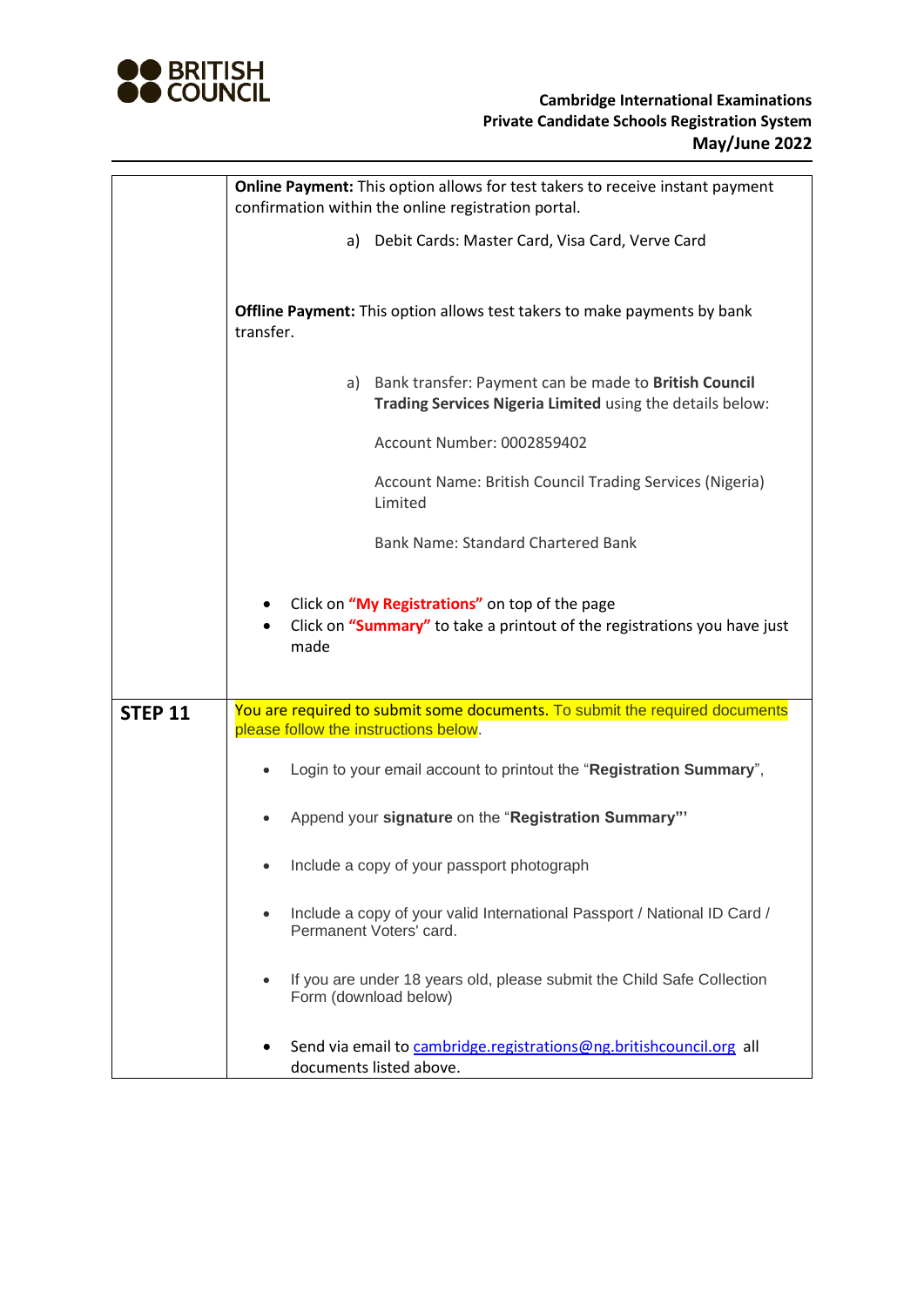| | |
|---|---|
| | **Online Payment:** This option allows for test takers to receive instant payment confirmation within the online registration portal.<br><br>a) Debit Cards: Master Card, Visa Card, Verve Card<br><br>**Offline Payment:** This option allows test takers to make payments by bank transfer.<br><br>a) Bank transfer: Payment can be made to **British Council Trading Services Nigeria Limited** using the details below:<br><br>Account Number: 0002859402<br><br>Account Name: British Council Trading Services (Nigeria) Limited<br><br>Bank Name: Standard Chartered Bank<br><br>• Click on **"My Registrations"** on top of the page<br>• Click on **"Summary"** to take a printout of the registrations you have just made |
| **STEP 11** | You are required to submit some documents. To submit the required documents please follow the instructions below.<br><br>• Login to your email account to printout the "**Registration Summary**",<br><br>• Append your **signature** on the "**Registration Summary"'**<br><br>• Include a copy of your passport photograph<br><br>• Include a copy of your valid International Passport / National ID Card / Permanent Voters' card.<br><br>• If you are under 18 years old, please submit the Child Safe Collection Form (download below)<br><br>• Send via email to cambridge.registrations@ng.britishcouncil.org all documents listed above. |